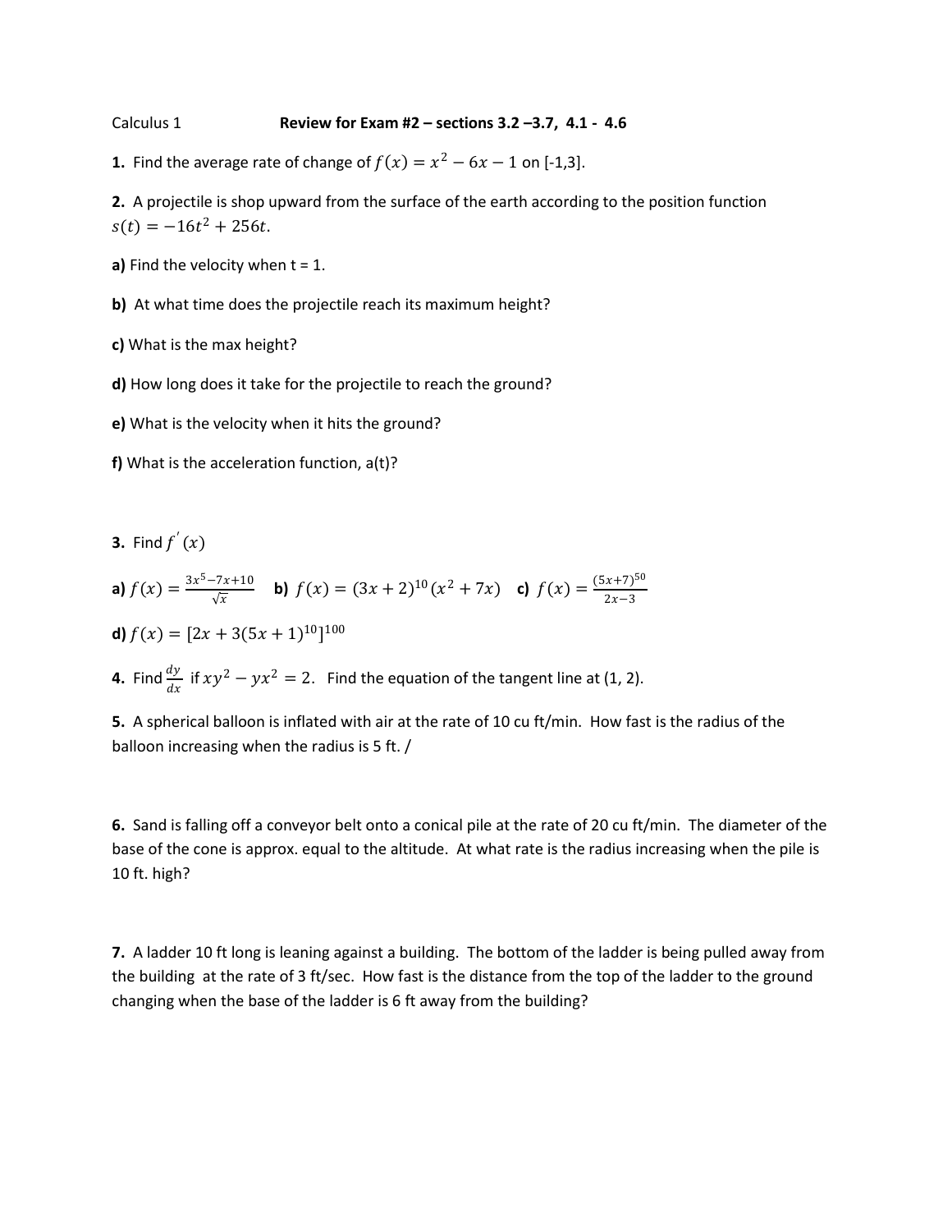Calculus 1 **Review for Exam #2 – sections 3.2 –3.7, 4.1 - 4.6**

**1.** Find the average rate of change of $f(x) = x^2 - 6x - 1$ on [-1,3].

**2.** A projectile is shop upward from the surface of the earth according to the position function $s(t) = -16t^2 + 256t$.

**a)** Find the velocity when t = 1.

**b)** At what time does the projectile reach its maximum height?

**c)** What is the max height?

**d)** How long does it take for the projectile to reach the ground?

**e)** What is the velocity when it hits the ground?

**f)** What is the acceleration function, a(t)?

**3.** Find $f'(x)$

**a)** $f(x) = \frac{3x^5 - 7x + 10}{\sqrt{x}}$ **b)** $f(x) = (3x+2)^{10}(x^2 + 7x)$ **c)** $f(x) = \frac{(5x+7)^{50}}{2x-3}$

**d)** $f(x) = [2x + 3(5x+1)^{10}]^{100}$

**4.** Find $\frac{dy}{dx}$ if $xy^2 - yx^2 = 2$. Find the equation of the tangent line at (1, 2).

**5.** A spherical balloon is inflated with air at the rate of 10 cu ft/min. How fast is the radius of the balloon increasing when the radius is 5 ft. /

**6.** Sand is falling off a conveyor belt onto a conical pile at the rate of 20 cu ft/min. The diameter of the base of the cone is approx. equal to the altitude. At what rate is the radius increasing when the pile is 10 ft. high?

**7.** A ladder 10 ft long is leaning against a building. The bottom of the ladder is being pulled away from the building at the rate of 3 ft/sec. How fast is the distance from the top of the ladder to the ground changing when the base of the ladder is 6 ft away from the building?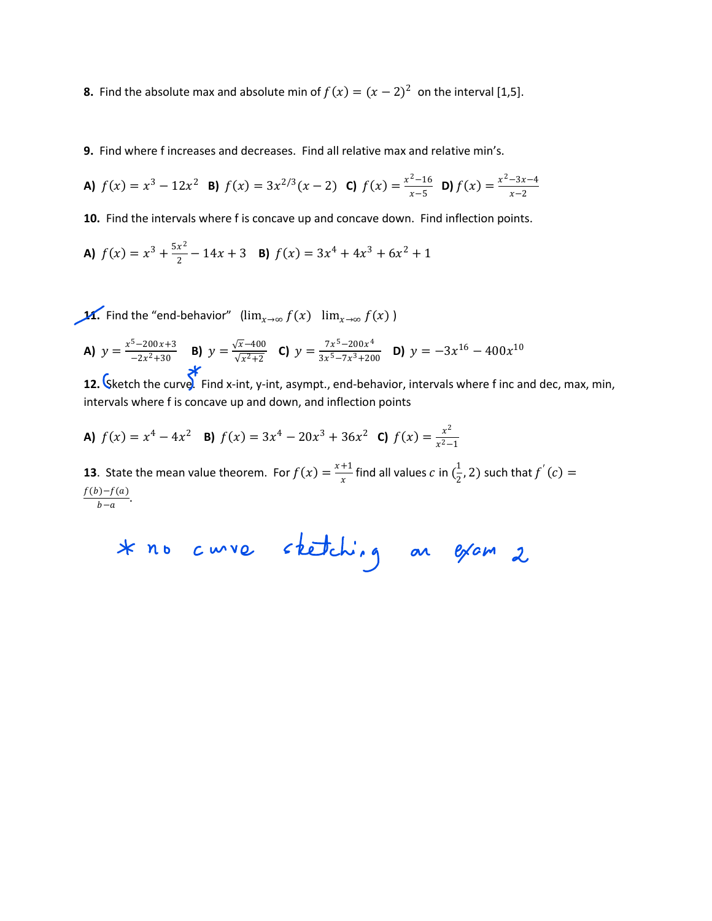**8.** Find the absolute max and absolute min of $f(x) = (x-2)^2$ on the interval [1,5].

**9.** Find where f increases and decreases. Find all relative max and relative min's.

**A)** $f(x) = x^3 - 12x^2$ **B)** $f(x) = 3x^{2/3}(x-2)$ **C)** $f(x) = \frac{x^2-16}{x-5}$ **D)** $f(x) = \frac{x^2-3x-4}{x-2}$

**10.** Find the intervals where f is concave up and concave down. Find inflection points.

**A)** $f(x) = x^3 + \frac{5x^2}{2} - 14x + 3$ **B)** $f(x) = 3x^4 + 4x^3 + 6x^2 + 1$

**11.** Find the "end-behavior" ($\lim_{x\to\infty} f(x)$ $\lim_{x\to\infty} f(x)$ )

**A)** $y = \frac{x^5-200x+3}{-2x^2+30}$ **B)** $y = \frac{\sqrt{x}-400}{\sqrt{x^2+2}}$ **C)** $y = \frac{7x^5-200x^4}{3x^5-7x^3+200}$ **D)** $y = -3x^{16} - 400x^{10}$

**12.** (Sketch the curve)* Find x-int, y-int, asympt., end-behavior, intervals where f inc and dec, max, min, intervals where f is concave up and down, and inflection points

**A)** $f(x) = x^4 - 4x^2$ **B)** $f(x) = 3x^4 - 20x^3 + 36x^2$ **C)** $f(x) = \frac{x^2}{x^2-1}$

**13**. State the mean value theorem. For $f(x) = \frac{x+1}{x}$ find all values $c$ in $(\frac{1}{2}, 2)$ such that $f'(c) = \frac{f(b)-f(a)}{b-a}$.

* no curve sketching on exam 2